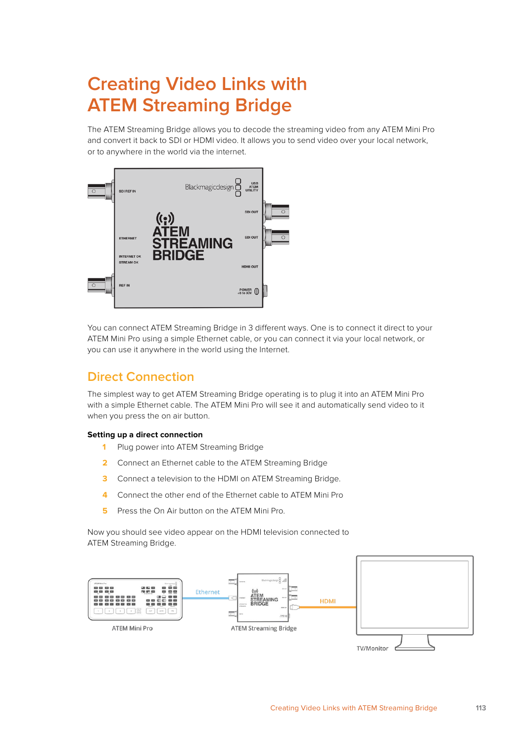# Creating Video Links with ATEM Streaming Bridge

The ATEM Streaming Bridge allows you to decode the streaming video from any ATEM Mini Pro and convert it back to SDI or HDMI video. It allows you to send video over your local network, or to anywhere in the world via the internet.

You can connect ATEM Streaming Bridge in 3 different ways. One is to connect it direct to your ATEM Mini Pro using a simple Ethernet cable, or you can connect it via your local network, or you can use it anywhere in the world using the Internet.

## Direct Connection

The simplest way to get ATEM Streaming Bridge operating is to plug it into an ATEM Mini Pro with a simple Ethernet cable. The ATEM Mini Pro will see it and automatically send video to it when you press the on air button.

**Setting up a direct connection**

1. Plug power into ATEM Streaming Bridge
2. Connect an Ethernet cable to the ATEM Streaming Bridge
3. Connect a television to the HDMI on ATEM Streaming Bridge.
4. Connect the other end of the Ethernet cable to ATEM Mini Pro
5. Press the On Air button on the ATEM Mini Pro.

Now you should see video appear on the HDMI television connected to ATEM Streaming Bridge.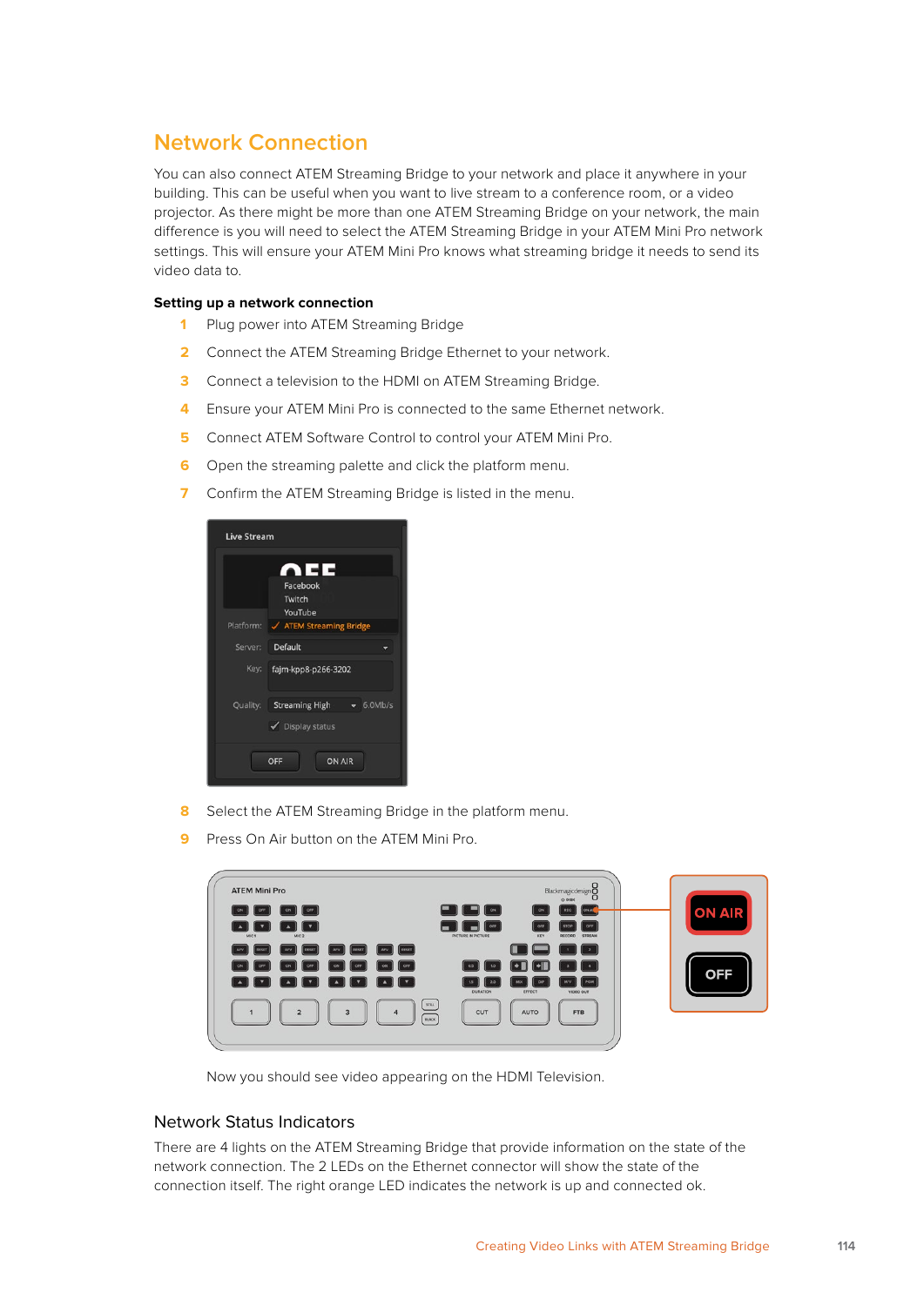## Network Connection

You can also connect ATEM Streaming Bridge to your network and place it anywhere in your building. This can be useful when you want to live stream to a conference room, or a video projector. As there might be more than one ATEM Streaming Bridge on your network, the main difference is you will need to select the ATEM Streaming Bridge in your ATEM Mini Pro network settings. This will ensure your ATEM Mini Pro knows what streaming bridge it needs to send its video data to.

**Setting up a network connection**

1. Plug power into ATEM Streaming Bridge
2. Connect the ATEM Streaming Bridge Ethernet to your network.
3. Connect a television to the HDMI on ATEM Streaming Bridge.
4. Ensure your ATEM Mini Pro is connected to the same Ethernet network.
5. Connect ATEM Software Control to control your ATEM Mini Pro.
6. Open the streaming palette and click the platform menu.
7. Confirm the ATEM Streaming Bridge is listed in the menu.
8. Select the ATEM Streaming Bridge in the platform menu.
9. Press On Air button on the ATEM Mini Pro.

Now you should see video appearing on the HDMI Television.

### Network Status Indicators

There are 4 lights on the ATEM Streaming Bridge that provide information on the state of the network connection. The 2 LEDs on the Ethernet connector will show the state of the connection itself. The right orange LED indicates the network is up and connected ok.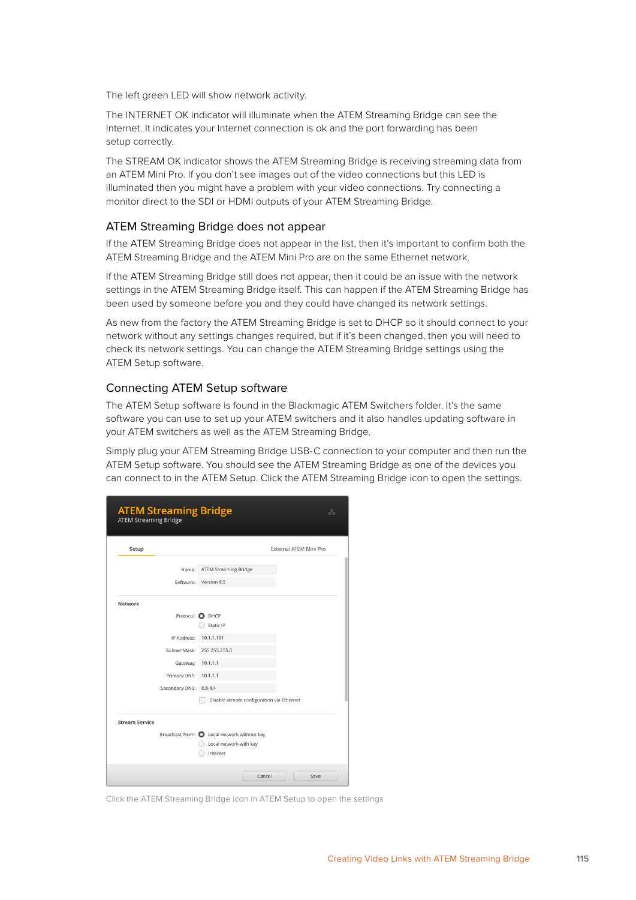The left green LED will show network activity.

The INTERNET OK indicator will illuminate when the ATEM Streaming Bridge can see the Internet. It indicates your Internet connection is ok and the port forwarding has been setup correctly.

The STREAM OK indicator shows the ATEM Streaming Bridge is receiving streaming data from an ATEM Mini Pro. If you don't see images out of the video connections but this LED is illuminated then you might have a problem with your video connections. Try connecting a monitor direct to the SDI or HDMI outputs of your ATEM Streaming Bridge.

## ATEM Streaming Bridge does not appear

If the ATEM Streaming Bridge does not appear in the list, then it's important to confirm both the ATEM Streaming Bridge and the ATEM Mini Pro are on the same Ethernet network.

If the ATEM Streaming Bridge still does not appear, then it could be an issue with the network settings in the ATEM Streaming Bridge itself. This can happen if the ATEM Streaming Bridge has been used by someone before you and they could have changed its network settings.

As new from the factory the ATEM Streaming Bridge is set to DHCP so it should connect to your network without any settings changes required, but if it's been changed, then you will need to check its network settings. You can change the ATEM Streaming Bridge settings using the ATEM Setup software.

## Connecting ATEM Setup software

The ATEM Setup software is found in the Blackmagic ATEM Switchers folder. It's the same software you can use to set up your ATEM switchers and it also handles updating software in your ATEM switchers as well as the ATEM Streaming Bridge.

Simply plug your ATEM Streaming Bridge USB-C connection to your computer and then run the ATEM Setup software. You should see the ATEM Streaming Bridge as one of the devices you can connect to in the ATEM Setup. Click the ATEM Streaming Bridge icon to open the settings.

Click the ATEM Streaming Bridge icon in ATEM Setup to open the settings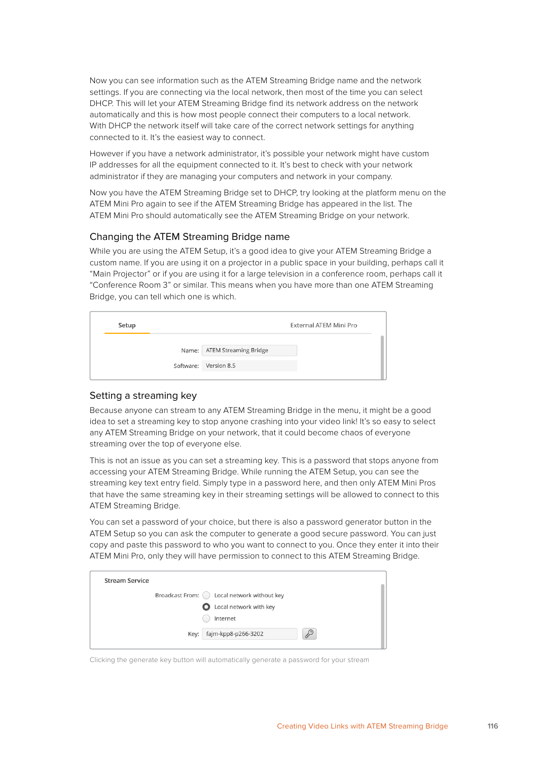Now you can see information such as the ATEM Streaming Bridge name and the network settings. If you are connecting via the local network, then most of the time you can select DHCP. This will let your ATEM Streaming Bridge find its network address on the network automatically and this is how most people connect their computers to a local network. With DHCP the network itself will take care of the correct network settings for anything connected to it. It's the easiest way to connect.

However if you have a network administrator, it's possible your network might have custom IP addresses for all the equipment connected to it. It's best to check with your network administrator if they are managing your computers and network in your company.

Now you have the ATEM Streaming Bridge set to DHCP, try looking at the platform menu on the ATEM Mini Pro again to see if the ATEM Streaming Bridge has appeared in the list. The ATEM Mini Pro should automatically see the ATEM Streaming Bridge on your network.

## Changing the ATEM Streaming Bridge name

While you are using the ATEM Setup, it's a good idea to give your ATEM Streaming Bridge a custom name. If you are using it on a projector in a public space in your building, perhaps call it "Main Projector" or if you are using it for a large television in a conference room, perhaps call it "Conference Room 3" or similar. This means when you have more than one ATEM Streaming Bridge, you can tell which one is which.

Setup — External ATEM Mini Pro

Name: ATEM Streaming Bridge

Software: Version 8.5

## Setting a streaming key

Because anyone can stream to any ATEM Streaming Bridge in the menu, it might be a good idea to set a streaming key to stop anyone crashing into your video link! It's so easy to select any ATEM Streaming Bridge on your network, that it could become chaos of everyone streaming over the top of everyone else.

This is not an issue as you can set a streaming key. This is a password that stops anyone from accessing your ATEM Streaming Bridge. While running the ATEM Setup, you can see the streaming key text entry field. Simply type in a password here, and then only ATEM Mini Pros that have the same streaming key in their streaming settings will be allowed to connect to this ATEM Streaming Bridge.

You can set a password of your choice, but there is also a password generator button in the ATEM Setup so you can ask the computer to generate a good secure password. You can just copy and paste this password to who you want to connect to you. Once they enter it into their ATEM Mini Pro, only they will have permission to connect to this ATEM Streaming Bridge.

**Stream Service**

Broadcast From: Local network without key / Local network with key / Internet

Key: fajm-kpp8-p266-3202

Clicking the generate key button will automatically generate a password for your stream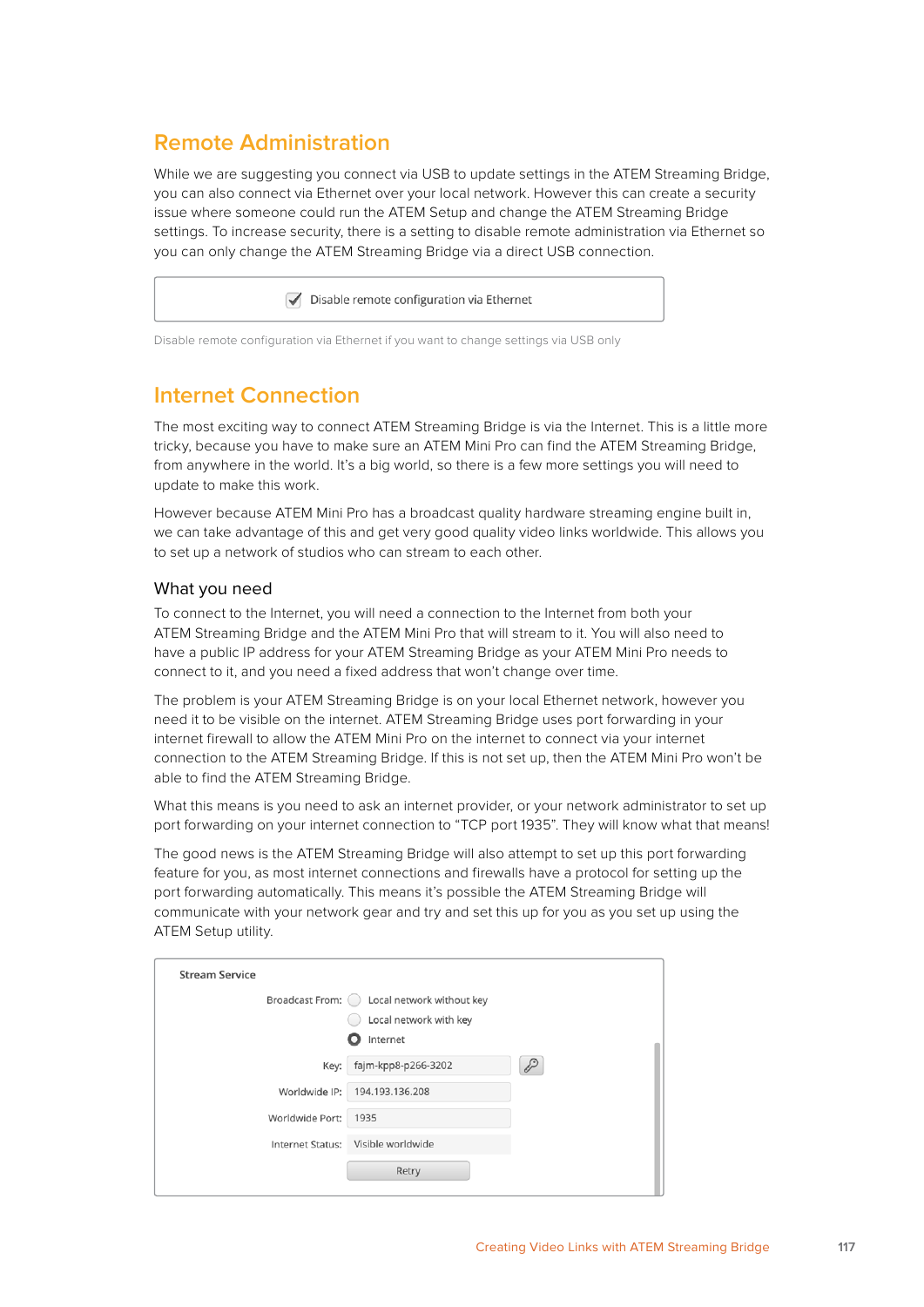## Remote Administration

While we are suggesting you connect via USB to update settings in the ATEM Streaming Bridge, you can also connect via Ethernet over your local network. However this can create a security issue where someone could run the ATEM Setup and change the ATEM Streaming Bridge settings. To increase security, there is a setting to disable remote administration via Ethernet so you can only change the ATEM Streaming Bridge via a direct USB connection.

☑ Disable remote configuration via Ethernet

Disable remote configuration via Ethernet if you want to change settings via USB only

## Internet Connection

The most exciting way to connect ATEM Streaming Bridge is via the Internet. This is a little more tricky, because you have to make sure an ATEM Mini Pro can find the ATEM Streaming Bridge, from anywhere in the world. It's a big world, so there is a few more settings you will need to update to make this work.

However because ATEM Mini Pro has a broadcast quality hardware streaming engine built in, we can take advantage of this and get very good quality video links worldwide. This allows you to set up a network of studios who can stream to each other.

### What you need

To connect to the Internet, you will need a connection to the Internet from both your ATEM Streaming Bridge and the ATEM Mini Pro that will stream to it. You will also need to have a public IP address for your ATEM Streaming Bridge as your ATEM Mini Pro needs to connect to it, and you need a fixed address that won't change over time.

The problem is your ATEM Streaming Bridge is on your local Ethernet network, however you need it to be visible on the internet. ATEM Streaming Bridge uses port forwarding in your internet firewall to allow the ATEM Mini Pro on the internet to connect via your internet connection to the ATEM Streaming Bridge. If this is not set up, then the ATEM Mini Pro won't be able to find the ATEM Streaming Bridge.

What this means is you need to ask an internet provider, or your network administrator to set up port forwarding on your internet connection to "TCP port 1935". They will know what that means!

The good news is the ATEM Streaming Bridge will also attempt to set up this port forwarding feature for you, as most internet connections and firewalls have a protocol for setting up the port forwarding automatically. This means it's possible the ATEM Streaming Bridge will communicate with your network gear and try and set this up for you as you set up using the ATEM Setup utility.

**Stream Service**

Broadcast From: ○ Local network without key
○ Local network with key
◉ Internet

Key: fajm-kpp8-p266-3202

Worldwide IP: 194.193.136.208

Worldwide Port: 1935

Internet Status: Visible worldwide

Retry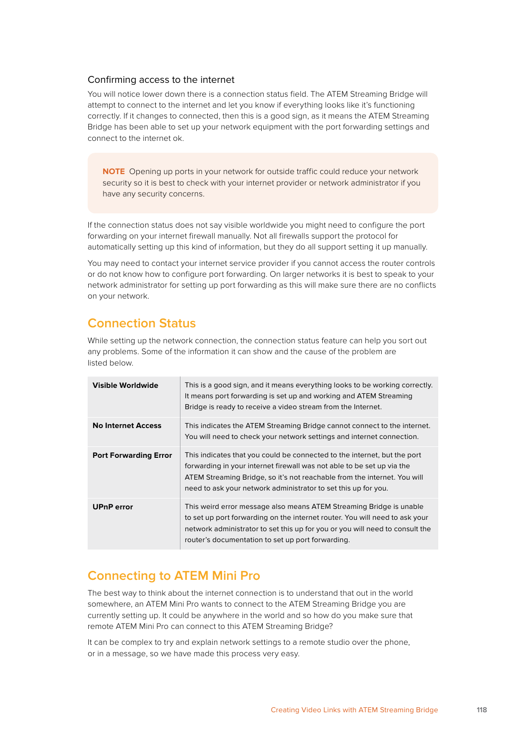### Confirming access to the internet

You will notice lower down there is a connection status field. The ATEM Streaming Bridge will attempt to connect to the internet and let you know if everything looks like it's functioning correctly. If it changes to connected, then this is a good sign, as it means the ATEM Streaming Bridge has been able to set up your network equipment with the port forwarding settings and connect to the internet ok.

> **NOTE** Opening up ports in your network for outside traffic could reduce your network security so it is best to check with your internet provider or network administrator if you have any security concerns.

If the connection status does not say visible worldwide you might need to configure the port forwarding on your internet firewall manually. Not all firewalls support the protocol for automatically setting up this kind of information, but they do all support setting it up manually.

You may need to contact your internet service provider if you cannot access the router controls or do not know how to configure port forwarding. On larger networks it is best to speak to your network administrator for setting up port forwarding as this will make sure there are no conflicts on your network.

## Connection Status

While setting up the network connection, the connection status feature can help you sort out any problems. Some of the information it can show and the cause of the problem are listed below.

| | |
|---|---|
| **Visible Worldwide** | This is a good sign, and it means everything looks to be working correctly. It means port forwarding is set up and working and ATEM Streaming Bridge is ready to receive a video stream from the Internet. |
| **No Internet Access** | This indicates the ATEM Streaming Bridge cannot connect to the internet. You will need to check your network settings and internet connection. |
| **Port Forwarding Error** | This indicates that you could be connected to the internet, but the port forwarding in your internet firewall was not able to be set up via the ATEM Streaming Bridge, so it's not reachable from the internet. You will need to ask your network administrator to set this up for you. |
| **UPnP error** | This weird error message also means ATEM Streaming Bridge is unable to set up port forwarding on the internet router. You will need to ask your network administrator to set this up for you or you will need to consult the router's documentation to set up port forwarding. |

## Connecting to ATEM Mini Pro

The best way to think about the internet connection is to understand that out in the world somewhere, an ATEM Mini Pro wants to connect to the ATEM Streaming Bridge you are currently setting up. It could be anywhere in the world and so how do you make sure that remote ATEM Mini Pro can connect to this ATEM Streaming Bridge?

It can be complex to try and explain network settings to a remote studio over the phone, or in a message, so we have made this process very easy.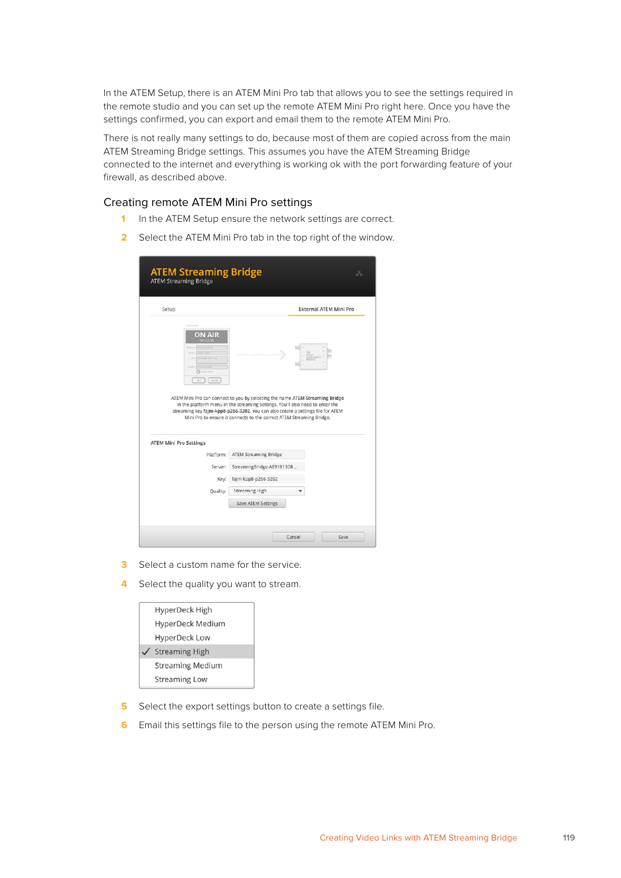In the ATEM Setup, there is an ATEM Mini Pro tab that allows you to see the settings required in the remote studio and you can set up the remote ATEM Mini Pro right here. Once you have the settings confirmed, you can export and email them to the remote ATEM Mini Pro.

There is not really many settings to do, because most of them are copied across from the main ATEM Streaming Bridge settings. This assumes you have the ATEM Streaming Bridge connected to the internet and everything is working ok with the port forwarding feature of your firewall, as described above.

## Creating remote ATEM Mini Pro settings

1. In the ATEM Setup ensure the network settings are correct.
2. Select the ATEM Mini Pro tab in the top right of the window.
3. Select a custom name for the service.
4. Select the quality you want to stream.
5. Select the export settings button to create a settings file.
6. Email this settings file to the person using the remote ATEM Mini Pro.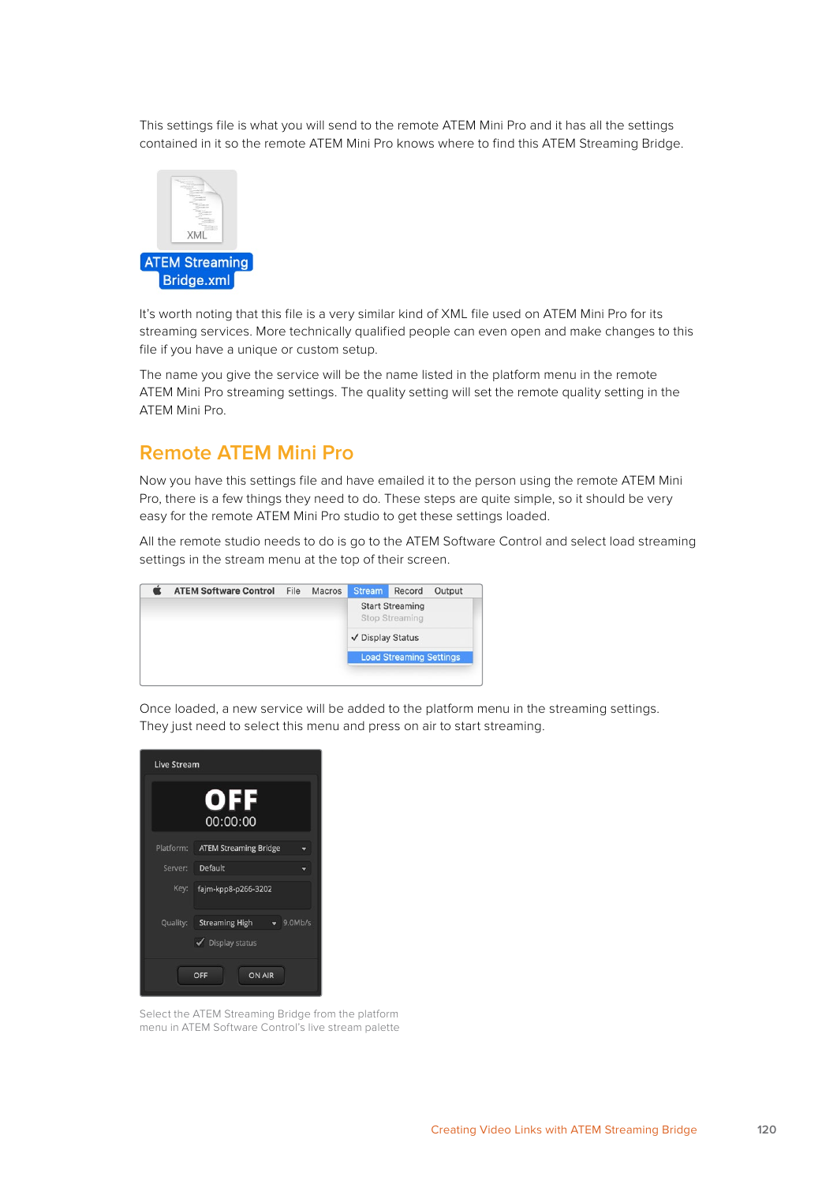This settings file is what you will send to the remote ATEM Mini Pro and it has all the settings contained in it so the remote ATEM Mini Pro knows where to find this ATEM Streaming Bridge.

It's worth noting that this file is a very similar kind of XML file used on ATEM Mini Pro for its streaming services. More technically qualified people can even open and make changes to this file if you have a unique or custom setup.

The name you give the service will be the name listed in the platform menu in the remote ATEM Mini Pro streaming settings. The quality setting will set the remote quality setting in the ATEM Mini Pro.

## Remote ATEM Mini Pro

Now you have this settings file and have emailed it to the person using the remote ATEM Mini Pro, there is a few things they need to do. These steps are quite simple, so it should be very easy for the remote ATEM Mini Pro studio to get these settings loaded.

All the remote studio needs to do is go to the ATEM Software Control and select load streaming settings in the stream menu at the top of their screen.

Once loaded, a new service will be added to the platform menu in the streaming settings. They just need to select this menu and press on air to start streaming.

Select the ATEM Streaming Bridge from the platform menu in ATEM Software Control's live stream palette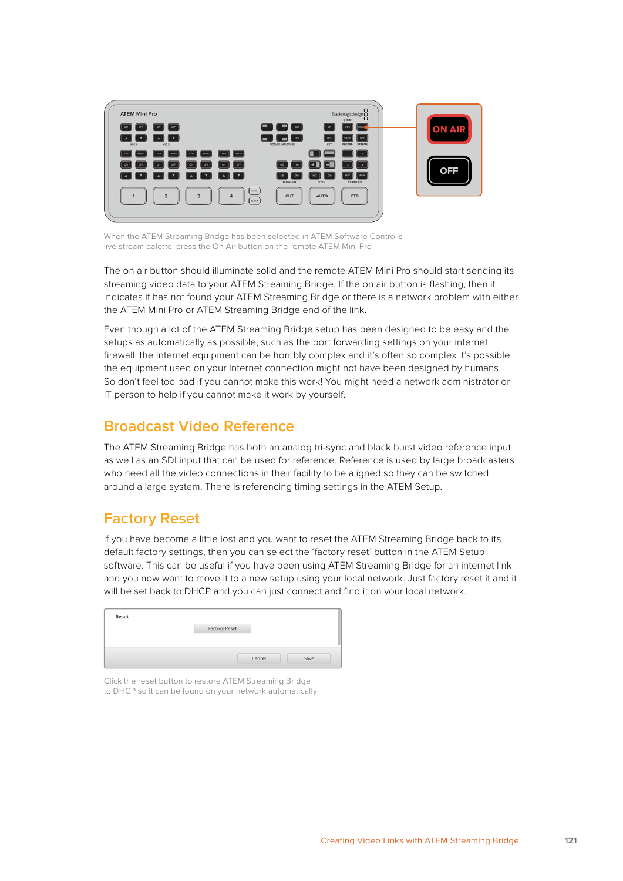When the ATEM Streaming Bridge has been selected in ATEM Software Control's live stream palette, press the On Air button on the remote ATEM Mini Pro

The on air button should illuminate solid and the remote ATEM Mini Pro should start sending its streaming video data to your ATEM Streaming Bridge. If the on air button is flashing, then it indicates it has not found your ATEM Streaming Bridge or there is a network problem with either the ATEM Mini Pro or ATEM Streaming Bridge end of the link.

Even though a lot of the ATEM Streaming Bridge setup has been designed to be easy and the setups as automatically as possible, such as the port forwarding settings on your internet firewall, the Internet equipment can be horribly complex and it's often so complex it's possible the equipment used on your Internet connection might not have been designed by humans. So don't feel too bad if you cannot make this work! You might need a network administrator or IT person to help if you cannot make it work by yourself.

## Broadcast Video Reference

The ATEM Streaming Bridge has both an analog tri-sync and black burst video reference input as well as an SDI input that can be used for reference. Reference is used by large broadcasters who need all the video connections in their facility to be aligned so they can be switched around a large system. There is referencing timing settings in the ATEM Setup.

## Factory Reset

If you have become a little lost and you want to reset the ATEM Streaming Bridge back to its default factory settings, then you can select the 'factory reset' button in the ATEM Setup software. This can be useful if you have been using ATEM Streaming Bridge for an internet link and you now want to move it to a new setup using your local network. Just factory reset it and it will be set back to DHCP and you can just connect and find it on your local network.

Click the reset button to restore ATEM Streaming Bridge to DHCP so it can be found on your network automatically